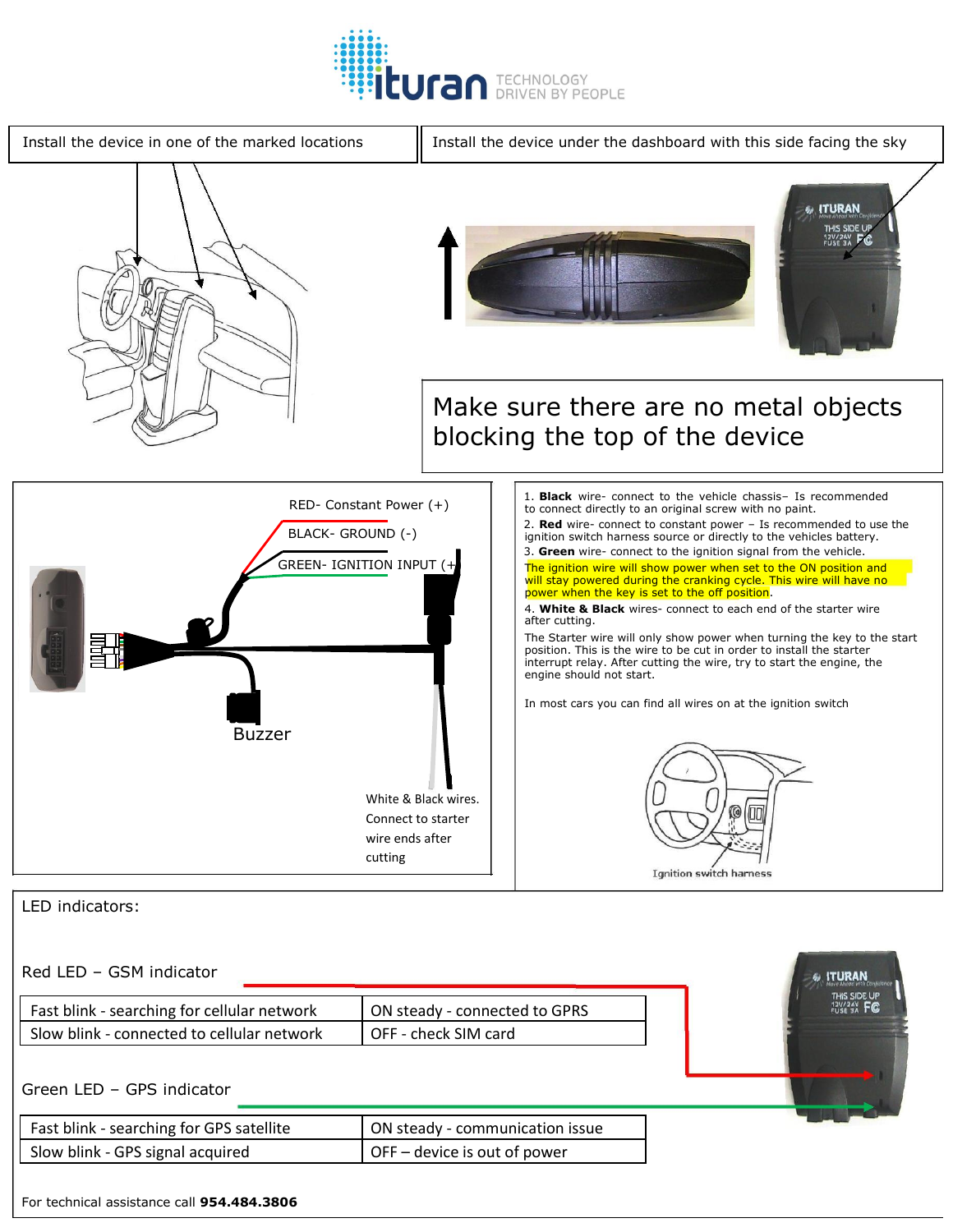Install the device in one of the marked locations

Install the device under the dashboard with this side facing the sky

Make sure there are no metal objects blocking the top of the device

RED- Constant Power (+)

BLACK- GROUND (-)

GREEN- IGNITION INPUT (+)

Buzzer

White & Black wires. Connect to starter wire ends after cutting

1. **Black** wire- connect to the vehicle chassis– Is recommended to connect directly to an original screw with no paint.
2. **Red** wire- connect to constant power – Is recommended to use the ignition switch harness source or directly to the vehicles battery.
3. **Green** wire- connect to the ignition signal from the vehicle.

The ignition wire will show power when set to the ON position and will stay powered during the cranking cycle. This wire will have no power when the key is set to the off position.

4. **White & Black** wires- connect to each end of the starter wire after cutting.

The Starter wire will only show power when turning the key to the start position. This is the wire to be cut in order to install the starter interrupt relay. After cutting the wire, try to start the engine, the engine should not start.

In most cars you can find all wires on at the ignition switch

Ignition switch harness

LED indicators:

Red LED – GSM indicator

| Fast blink - searching for cellular network | ON steady - connected to GPRS |
|---|---|
| Slow blink - connected to cellular network | OFF - check SIM card |

Green LED – GPS indicator

| Fast blink - searching for GPS satellite | ON steady - communication issue |
|---|---|
| Slow blink - GPS signal acquired | OFF – device is out of power |

For technical assistance call **954.484.3806**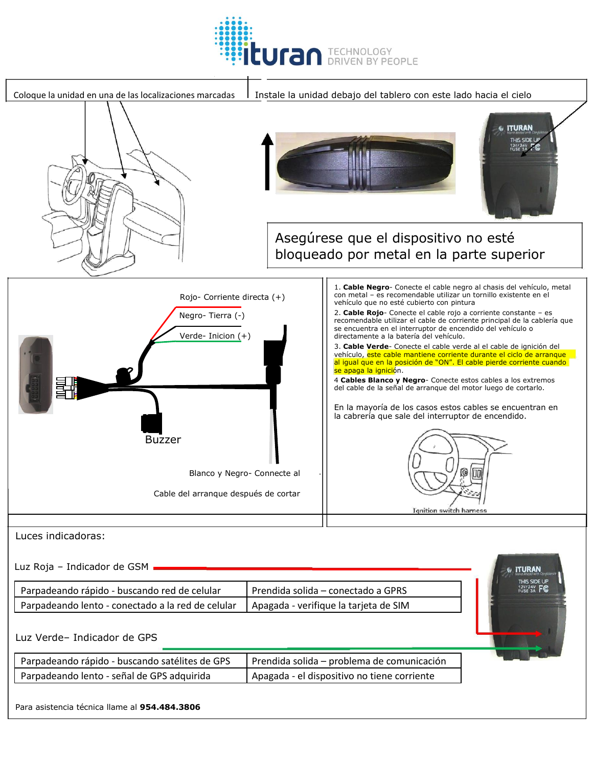ituran TECHNOLOGY DRIVEN BY PEOPLE

Coloque la unidad en una de las localizaciones marcadas

Instale la unidad debajo del tablero con este lado hacia el cielo

THIS SIDE UP
12V/24V
FUSE 3A

Asegúrese que el dispositivo no esté bloqueado por metal en la parte superior

Rojo- Corriente directa (+)

Negro- Tierra (-)

Verde- Inicion (+)

Buzzer

Blanco y Negro- Connecte al

Cable del arranque después de cortar

1. **Cable Negro**- Conecte el cable negro al chasis del vehículo, metal con metal – es recomendable utilizar un tornillo existente en el vehículo que no esté cubierto con pintura

2. **Cable Rojo**- Conecte el cable rojo a corriente constante – es recomendable utilizar el cable de corriente principal de la cablería que se encuentra en el interruptor de encendido del vehículo o directamente a la batería del vehículo.

3. **Cable Verde**- Conecte el cable verde al el cable de ignición del vehículo, este cable mantiene corriente durante el ciclo de arranque al igual que en la posición de "ON". El cable pierde corriente cuando se apaga la ignición.

4 **Cables Blanco y Negro**- Conecte estos cables a los extremos del cable de la señal de arranque del motor luego de cortarlo.

En la mayoría de los casos estos cables se encuentran en la cabrería que sale del interruptor de encendido.

Ignition switch harness

Luces indicadoras:

Luz Roja – Indicador de GSM

| | |
|---|---|
| Parpadeando rápido - buscando red de celular | Prendida solida – conectado a GPRS |
| Parpadeando lento - conectado a la red de celular | Apagada - verifique la tarjeta de SIM |

Luz Verde– Indicador de GPS

| | |
|---|---|
| Parpadeando rápido - buscando satélites de GPS | Prendida solida – problema de comunicación |
| Parpadeando lento - señal de GPS adquirida | Apagada - el dispositivo no tiene corriente |

Para asistencia técnica llame al **954.484.3806**